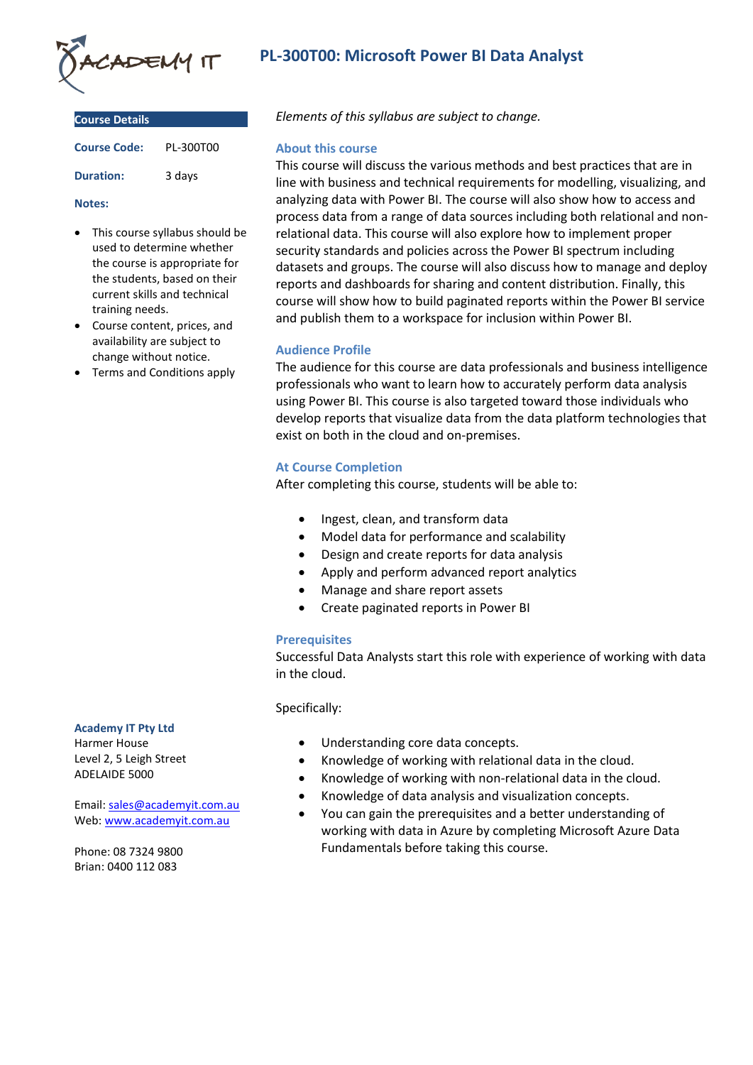# PL-300T00: Microsoft Power BI Data Analyst

**Course Details**

| | |
|---|---|
| **Course Code:** | PL-300T00 |
| **Duration:** | 3 days |

**Notes:**

- This course syllabus should be used to determine whether the course is appropriate for the students, based on their current skills and technical training needs.
- Course content, prices, and availability are subject to change without notice.
- Terms and Conditions apply

*Elements of this syllabus are subject to change.*

## About this course

This course will discuss the various methods and best practices that are in line with business and technical requirements for modelling, visualizing, and analyzing data with Power BI. The course will also show how to access and process data from a range of data sources including both relational and non-relational data. This course will also explore how to implement proper security standards and policies across the Power BI spectrum including datasets and groups. The course will also discuss how to manage and deploy reports and dashboards for sharing and content distribution. Finally, this course will show how to build paginated reports within the Power BI service and publish them to a workspace for inclusion within Power BI.

## Audience Profile

The audience for this course are data professionals and business intelligence professionals who want to learn how to accurately perform data analysis using Power BI. This course is also targeted toward those individuals who develop reports that visualize data from the data platform technologies that exist on both in the cloud and on-premises.

## At Course Completion

After completing this course, students will be able to:

- Ingest, clean, and transform data
- Model data for performance and scalability
- Design and create reports for data analysis
- Apply and perform advanced report analytics
- Manage and share report assets
- Create paginated reports in Power BI

## Prerequisites

Successful Data Analysts start this role with experience of working with data in the cloud.

Specifically:

- Understanding core data concepts.
- Knowledge of working with relational data in the cloud.
- Knowledge of working with non-relational data in the cloud.
- Knowledge of data analysis and visualization concepts.
- You can gain the prerequisites and a better understanding of working with data in Azure by completing Microsoft Azure Data Fundamentals before taking this course.

**Academy IT Pty Ltd**
Harmer House
Level 2, 5 Leigh Street
ADELAIDE 5000

Email: sales@academyit.com.au
Web: www.academyit.com.au

Phone: 08 7324 9800
Brian: 0400 112 083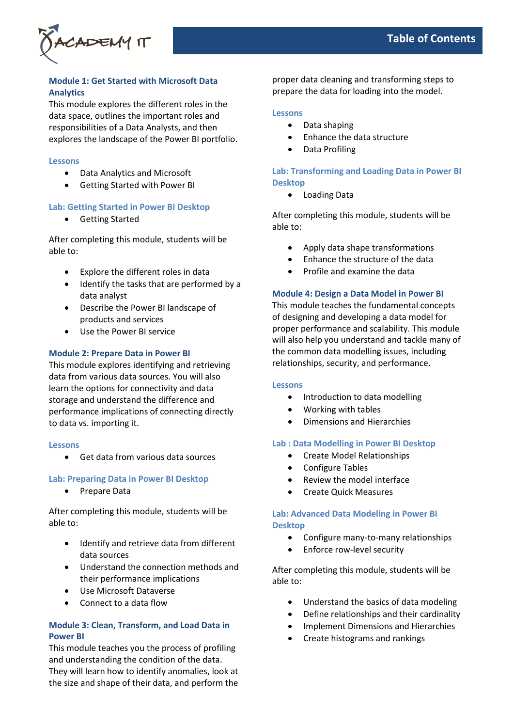## Module 1: Get Started with Microsoft Data Analytics

This module explores the different roles in the data space, outlines the important roles and responsibilities of a Data Analysts, and then explores the landscape of the Power BI portfolio.

### Lessons

- Data Analytics and Microsoft
- Getting Started with Power BI

### Lab: Getting Started in Power BI Desktop

- Getting Started

After completing this module, students will be able to:

- Explore the different roles in data
- Identify the tasks that are performed by a data analyst
- Describe the Power BI landscape of products and services
- Use the Power BI service

## Module 2: Prepare Data in Power BI

This module explores identifying and retrieving data from various data sources. You will also learn the options for connectivity and data storage and understand the difference and performance implications of connecting directly to data vs. importing it.

### Lessons

- Get data from various data sources

### Lab: Preparing Data in Power BI Desktop

- Prepare Data

After completing this module, students will be able to:

- Identify and retrieve data from different data sources
- Understand the connection methods and their performance implications
- Use Microsoft Dataverse
- Connect to a data flow

## Module 3: Clean, Transform, and Load Data in Power BI

This module teaches you the process of profiling and understanding the condition of the data. They will learn how to identify anomalies, look at the size and shape of their data, and perform the proper data cleaning and transforming steps to prepare the data for loading into the model.

### Lessons

- Data shaping
- Enhance the data structure
- Data Profiling

### Lab: Transforming and Loading Data in Power BI Desktop

- Loading Data

After completing this module, students will be able to:

- Apply data shape transformations
- Enhance the structure of the data
- Profile and examine the data

## Module 4: Design a Data Model in Power BI

This module teaches the fundamental concepts of designing and developing a data model for proper performance and scalability. This module will also help you understand and tackle many of the common data modelling issues, including relationships, security, and performance.

### Lessons

- Introduction to data modelling
- Working with tables
- Dimensions and Hierarchies

### Lab : Data Modelling in Power BI Desktop

- Create Model Relationships
- Configure Tables
- Review the model interface
- Create Quick Measures

### Lab: Advanced Data Modeling in Power BI Desktop

- Configure many-to-many relationships
- Enforce row-level security

After completing this module, students will be able to:

- Understand the basics of data modeling
- Define relationships and their cardinality
- Implement Dimensions and Hierarchies
- Create histograms and rankings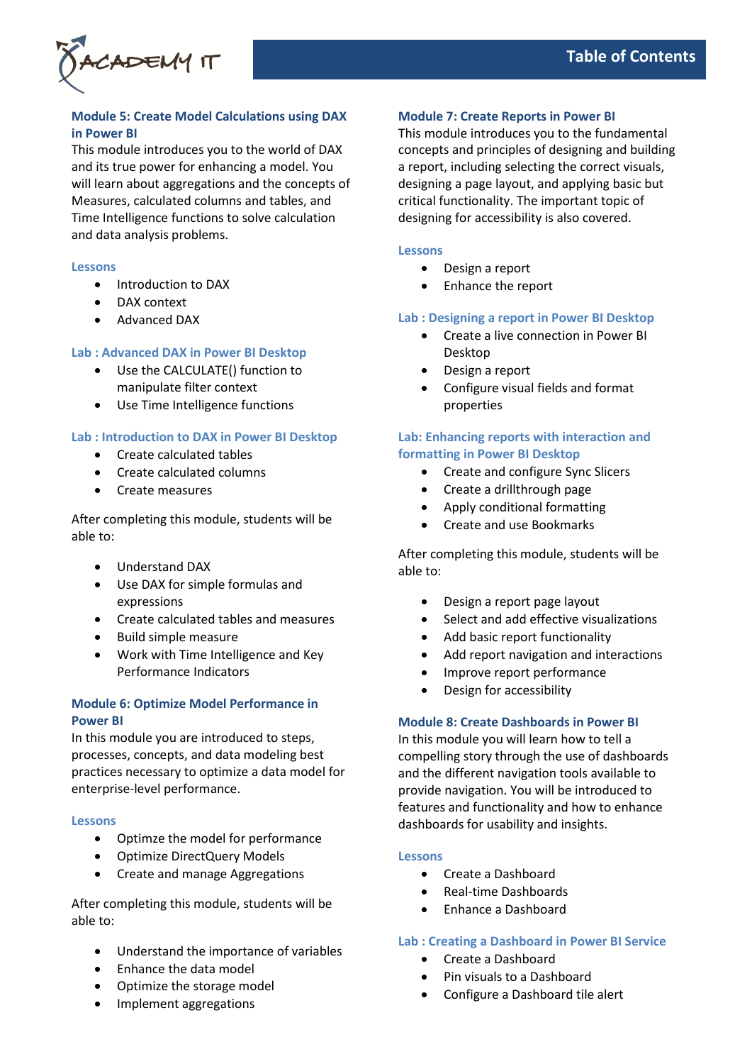## Module 5: Create Model Calculations using DAX in Power BI

This module introduces you to the world of DAX and its true power for enhancing a model. You will learn about aggregations and the concepts of Measures, calculated columns and tables, and Time Intelligence functions to solve calculation and data analysis problems.

### Lessons

- Introduction to DAX
- DAX context
- Advanced DAX

### Lab : Advanced DAX in Power BI Desktop

- Use the CALCULATE() function to manipulate filter context
- Use Time Intelligence functions

### Lab : Introduction to DAX in Power BI Desktop

- Create calculated tables
- Create calculated columns
- Create measures

After completing this module, students will be able to:

- Understand DAX
- Use DAX for simple formulas and expressions
- Create calculated tables and measures
- Build simple measure
- Work with Time Intelligence and Key Performance Indicators

## Module 6: Optimize Model Performance in Power BI

In this module you are introduced to steps, processes, concepts, and data modeling best practices necessary to optimize a data model for enterprise-level performance.

### Lessons

- Optimze the model for performance
- Optimize DirectQuery Models
- Create and manage Aggregations

After completing this module, students will be able to:

- Understand the importance of variables
- Enhance the data model
- Optimize the storage model
- Implement aggregations

## Module 7: Create Reports in Power BI

This module introduces you to the fundamental concepts and principles of designing and building a report, including selecting the correct visuals, designing a page layout, and applying basic but critical functionality. The important topic of designing for accessibility is also covered.

### Lessons

- Design a report
- Enhance the report

### Lab : Designing a report in Power BI Desktop

- Create a live connection in Power BI Desktop
- Design a report
- Configure visual fields and format properties

### Lab: Enhancing reports with interaction and formatting in Power BI Desktop

- Create and configure Sync Slicers
- Create a drillthrough page
- Apply conditional formatting
- Create and use Bookmarks

After completing this module, students will be able to:

- Design a report page layout
- Select and add effective visualizations
- Add basic report functionality
- Add report navigation and interactions
- Improve report performance
- Design for accessibility

## Module 8: Create Dashboards in Power BI

In this module you will learn how to tell a compelling story through the use of dashboards and the different navigation tools available to provide navigation. You will be introduced to features and functionality and how to enhance dashboards for usability and insights.

### Lessons

- Create a Dashboard
- Real-time Dashboards
- Enhance a Dashboard

### Lab : Creating a Dashboard in Power BI Service

- Create a Dashboard
- Pin visuals to a Dashboard
- Configure a Dashboard tile alert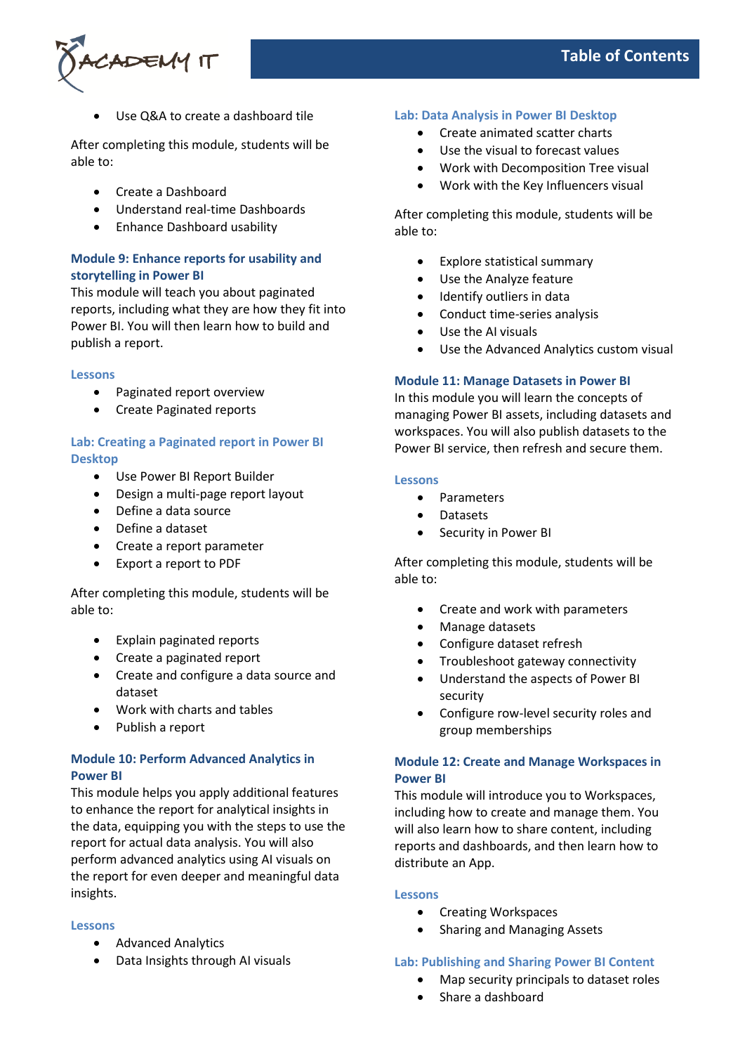- Use Q&A to create a dashboard tile

After completing this module, students will be able to:

- Create a Dashboard
- Understand real-time Dashboards
- Enhance Dashboard usability

### Module 9: Enhance reports for usability and storytelling in Power BI

This module will teach you about paginated reports, including what they are how they fit into Power BI. You will then learn how to build and publish a report.

#### Lessons

- Paginated report overview
- Create Paginated reports

#### Lab: Creating a Paginated report in Power BI Desktop

- Use Power BI Report Builder
- Design a multi-page report layout
- Define a data source
- Define a dataset
- Create a report parameter
- Export a report to PDF

After completing this module, students will be able to:

- Explain paginated reports
- Create a paginated report
- Create and configure a data source and dataset
- Work with charts and tables
- Publish a report

### Module 10: Perform Advanced Analytics in Power BI

This module helps you apply additional features to enhance the report for analytical insights in the data, equipping you with the steps to use the report for actual data analysis. You will also perform advanced analytics using AI visuals on the report for even deeper and meaningful data insights.

#### Lessons

- Advanced Analytics
- Data Insights through AI visuals

#### Lab: Data Analysis in Power BI Desktop

- Create animated scatter charts
- Use the visual to forecast values
- Work with Decomposition Tree visual
- Work with the Key Influencers visual

After completing this module, students will be able to:

- Explore statistical summary
- Use the Analyze feature
- Identify outliers in data
- Conduct time-series analysis
- Use the AI visuals
- Use the Advanced Analytics custom visual

### Module 11: Manage Datasets in Power BI

In this module you will learn the concepts of managing Power BI assets, including datasets and workspaces. You will also publish datasets to the Power BI service, then refresh and secure them.

#### Lessons

- Parameters
- Datasets
- Security in Power BI

After completing this module, students will be able to:

- Create and work with parameters
- Manage datasets
- Configure dataset refresh
- Troubleshoot gateway connectivity
- Understand the aspects of Power BI security
- Configure row-level security roles and group memberships

### Module 12: Create and Manage Workspaces in Power BI

This module will introduce you to Workspaces, including how to create and manage them. You will also learn how to share content, including reports and dashboards, and then learn how to distribute an App.

#### Lessons

- Creating Workspaces
- Sharing and Managing Assets

#### Lab: Publishing and Sharing Power BI Content

- Map security principals to dataset roles
- Share a dashboard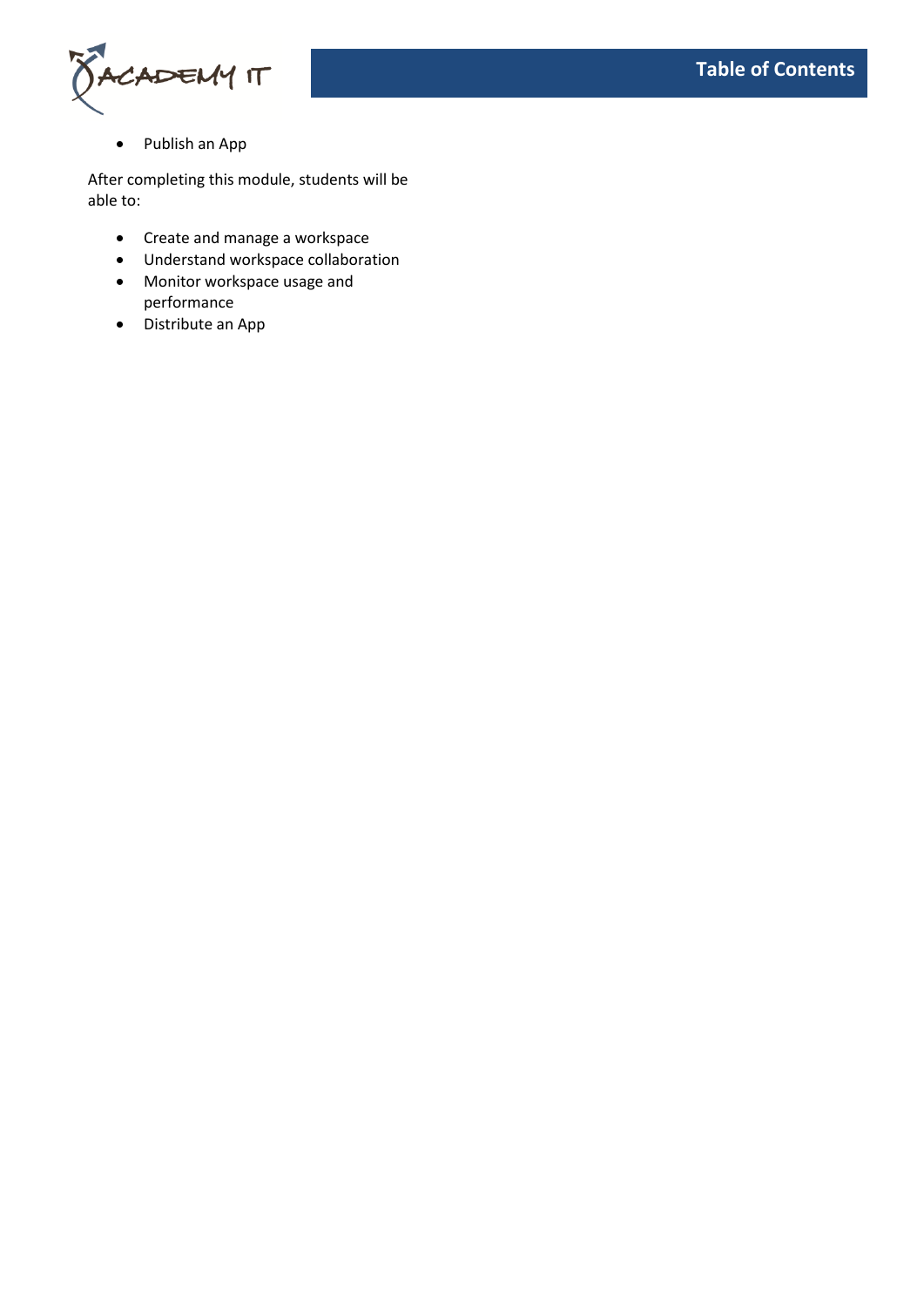- Publish an App

After completing this module, students will be able to:

- Create and manage a workspace
- Understand workspace collaboration
- Monitor workspace usage and performance
- Distribute an App